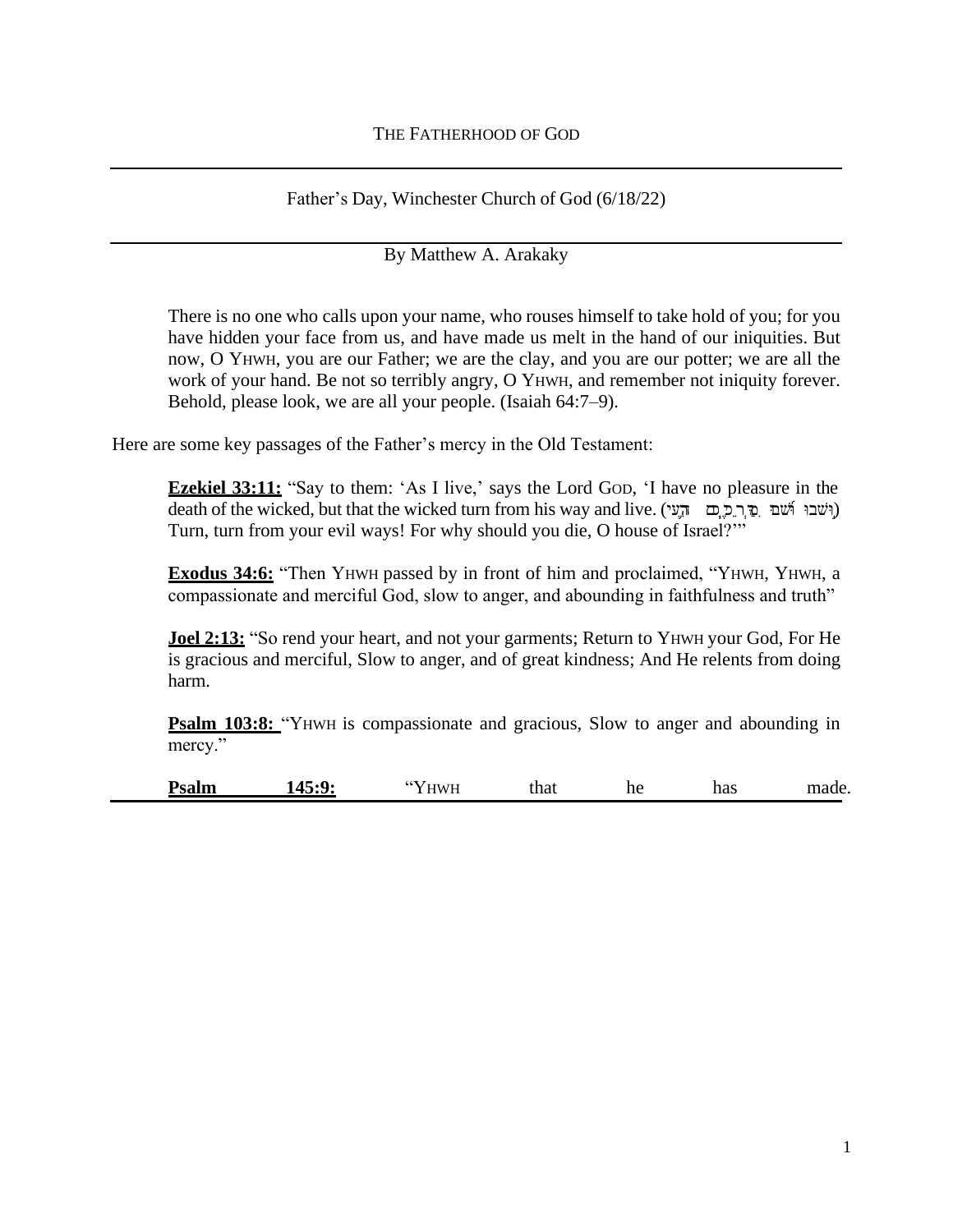THE FATHERHOOD OF GOD

Father's Day, Winchester Church of God (6/18/22)

By Matthew A. Arakaky

> There is no one who calls upon your name, who rouses himself to take hold of you; for you have hidden your face from us, and have made us melt in the hand of our iniquities. But now, O YHWH, you are our Father; we are the clay, and you are our potter; we are all the work of your hand. Be not so terribly angry, O YHWH, and remember not iniquity forever. Behold, please look, we are all your people. (Isaiah 64:7–9).

Here are some key passages of the Father's mercy in the Old Testament:

> **Ezekiel 33:11:** "Say to them: 'As I live,' says the Lord GOD, 'I have no pleasure in the death of the wicked, but that the wicked turn from his way and live. (וְשָׁבוּ שׁוּבוּ מִדַּרְכֵיכֶם הָרָעִים) Turn, turn from your evil ways! For why should you die, O house of Israel?'"
>
> **Exodus 34:6:** "Then YHWH passed by in front of him and proclaimed, "YHWH, YHWH, a compassionate and merciful God, slow to anger, and abounding in faithfulness and truth"
>
> **Joel 2:13:** "So rend your heart, and not your garments; Return to YHWH your God, For He is gracious and merciful, Slow to anger, and of great kindness; And He relents from doing harm.
>
> **Psalm 103:8:** "YHWH is compassionate and gracious, Slow to anger and abounding in mercy."
>
> **Psalm 145:9:** "YHWH that he has made.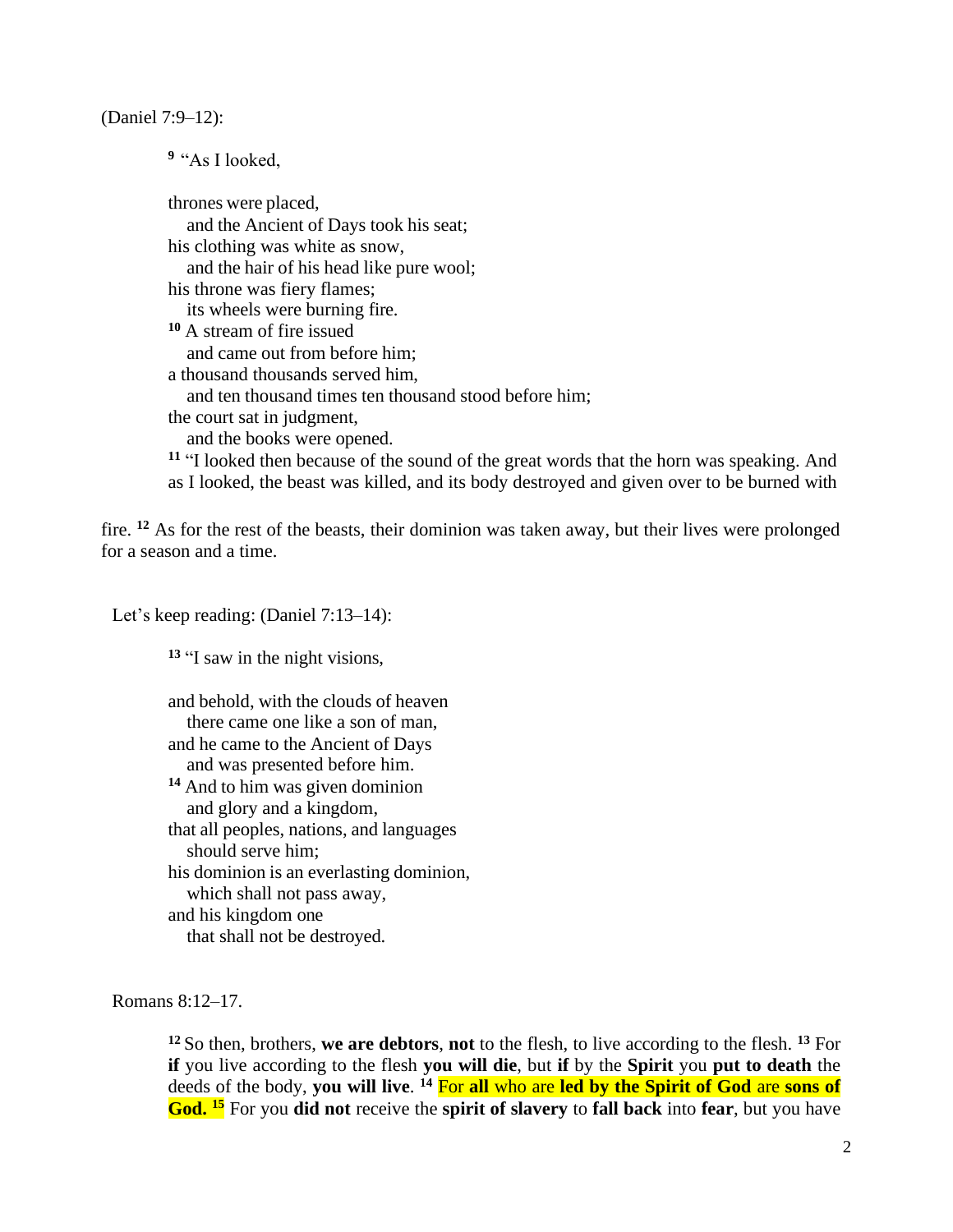(Daniel 7:9–12):

> [9] "As I looked,
>
> thrones were placed,
>   and the Ancient of Days took his seat;
> his clothing was white as snow,
>   and the hair of his head like pure wool;
> his throne was fiery flames;
>   its wheels were burning fire.
> [10] A stream of fire issued
>   and came out from before him;
> a thousand thousands served him,
>   and ten thousand times ten thousand stood before him;
> the court sat in judgment,
>   and the books were opened.
> [11] "I looked then because of the sound of the great words that the horn was speaking. And as I looked, the beast was killed, and its body destroyed and given over to be burned with fire. [12] As for the rest of the beasts, their dominion was taken away, but their lives were prolonged for a season and a time.

Let's keep reading: (Daniel 7:13–14):

> [13] "I saw in the night visions,
>
> and behold, with the clouds of heaven
>   there came one like a son of man,
> and he came to the Ancient of Days
>   and was presented before him.
> [14] And to him was given dominion
>   and glory and a kingdom,
> that all peoples, nations, and languages
>   should serve him;
> his dominion is an everlasting dominion,
>   which shall not pass away,
> and his kingdom one
>   that shall not be destroyed.

Romans 8:12–17.

> [12] So then, brothers, **we are debtors**, **not** to the flesh, to live according to the flesh. [13] For **if** you live according to the flesh **you will die**, but **if** by the **Spirit** you **put to death** the deeds of the body, **you will live**. [14] For **all** who are **led by the Spirit of God** are **sons of God.** [15] For you **did not** receive the **spirit of slavery** to **fall back** into **fear**, but you have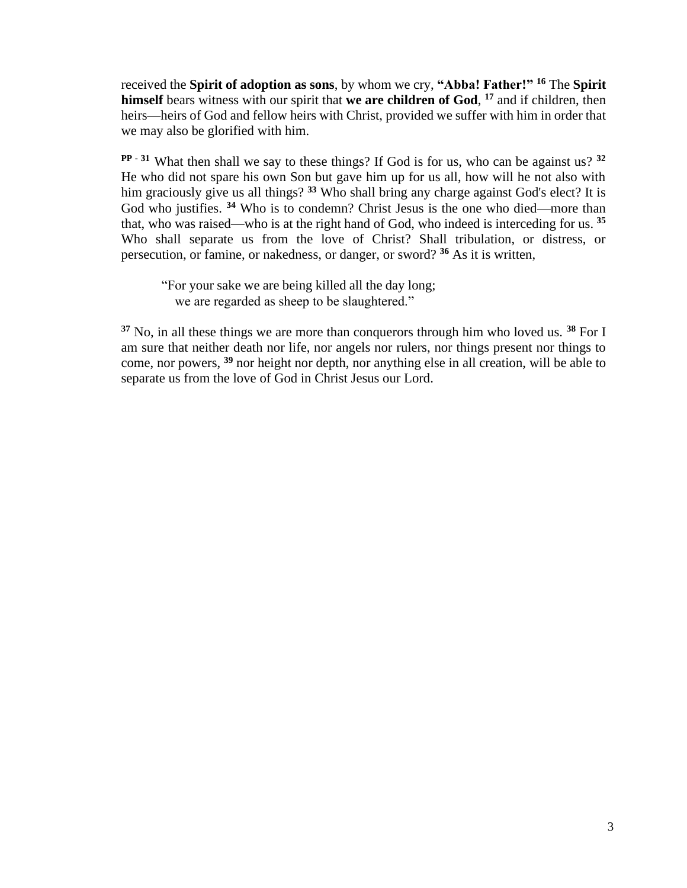received the **Spirit of adoption as sons**, by whom we cry, **"Abba! Father!"** [16] The **Spirit himself** bears witness with our spirit that **we are children of God**, [17] and if children, then heirs—heirs of God and fellow heirs with Christ, provided we suffer with him in order that we may also be glorified with him.

**PP - 31** What then shall we say to these things? If God is for us, who can be against us? [32] He who did not spare his own Son but gave him up for us all, how will he not also with him graciously give us all things? [33] Who shall bring any charge against God's elect? It is God who justifies. [34] Who is to condemn? Christ Jesus is the one who died—more than that, who was raised—who is at the right hand of God, who indeed is interceding for us. [35] Who shall separate us from the love of Christ? Shall tribulation, or distress, or persecution, or famine, or nakedness, or danger, or sword? [36] As it is written,

> "For your sake we are being killed all the day long;
> we are regarded as sheep to be slaughtered."

[37] No, in all these things we are more than conquerors through him who loved us. [38] For I am sure that neither death nor life, nor angels nor rulers, nor things present nor things to come, nor powers, [39] nor height nor depth, nor anything else in all creation, will be able to separate us from the love of God in Christ Jesus our Lord.